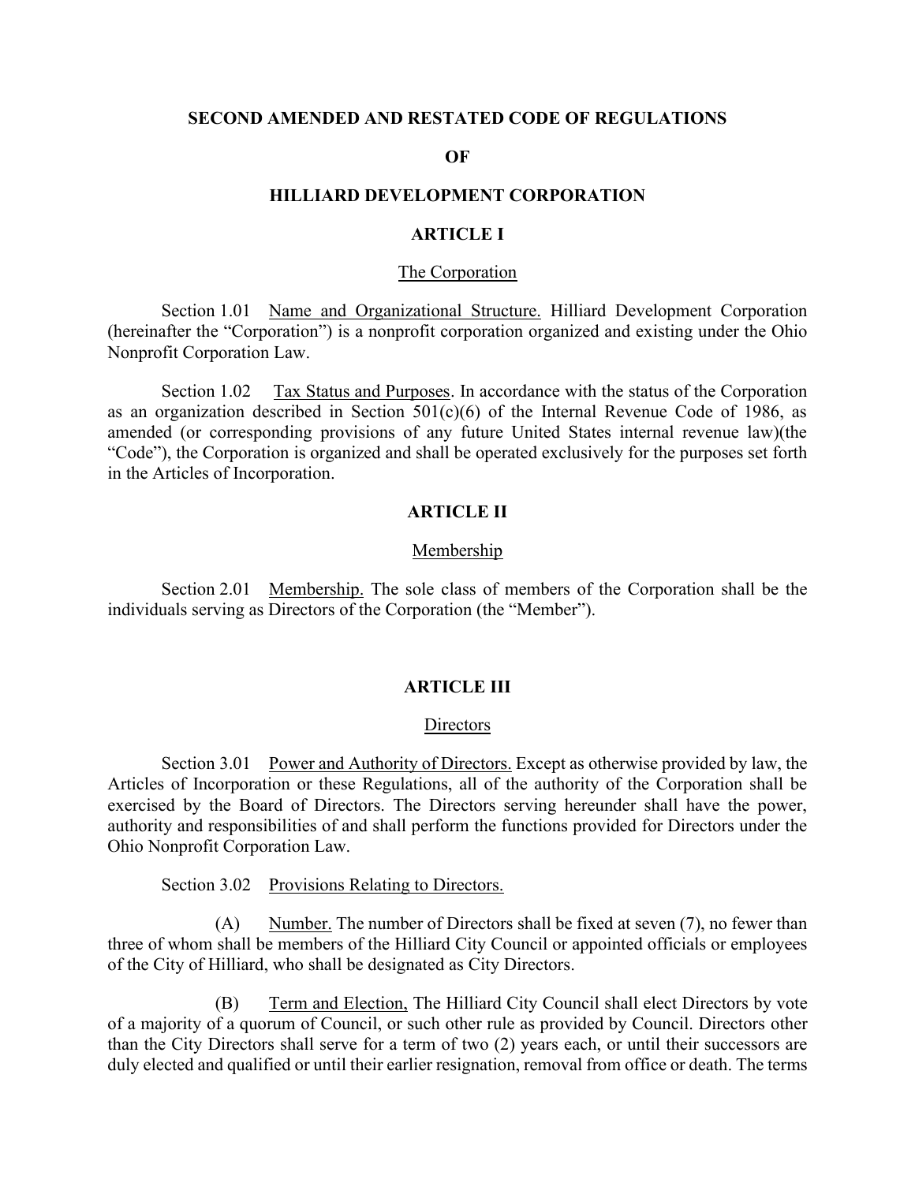**SECOND AMENDED AND RESTATED CODE OF REGULATIONS**

**OF**

**HILLIARD DEVELOPMENT CORPORATION**

**ARTICLE I**

The Corporation

Section 1.01 Name and Organizational Structure. Hilliard Development Corporation (hereinafter the "Corporation") is a nonprofit corporation organized and existing under the Ohio Nonprofit Corporation Law.

Section 1.02 Tax Status and Purposes. In accordance with the status of the Corporation as an organization described in Section 501(c)(6) of the Internal Revenue Code of 1986, as amended (or corresponding provisions of any future United States internal revenue law)(the "Code"), the Corporation is organized and shall be operated exclusively for the purposes set forth in the Articles of Incorporation.

**ARTICLE II**

Membership

Section 2.01 Membership. The sole class of members of the Corporation shall be the individuals serving as Directors of the Corporation (the "Member").

**ARTICLE III**

Directors

Section 3.01 Power and Authority of Directors. Except as otherwise provided by law, the Articles of Incorporation or these Regulations, all of the authority of the Corporation shall be exercised by the Board of Directors. The Directors serving hereunder shall have the power, authority and responsibilities of and shall perform the functions provided for Directors under the Ohio Nonprofit Corporation Law.

Section 3.02 Provisions Relating to Directors.

(A) Number. The number of Directors shall be fixed at seven (7), no fewer than three of whom shall be members of the Hilliard City Council or appointed officials or employees of the City of Hilliard, who shall be designated as City Directors.

(B) Term and Election, The Hilliard City Council shall elect Directors by vote of a majority of a quorum of Council, or such other rule as provided by Council. Directors other than the City Directors shall serve for a term of two (2) years each, or until their successors are duly elected and qualified or until their earlier resignation, removal from office or death. The terms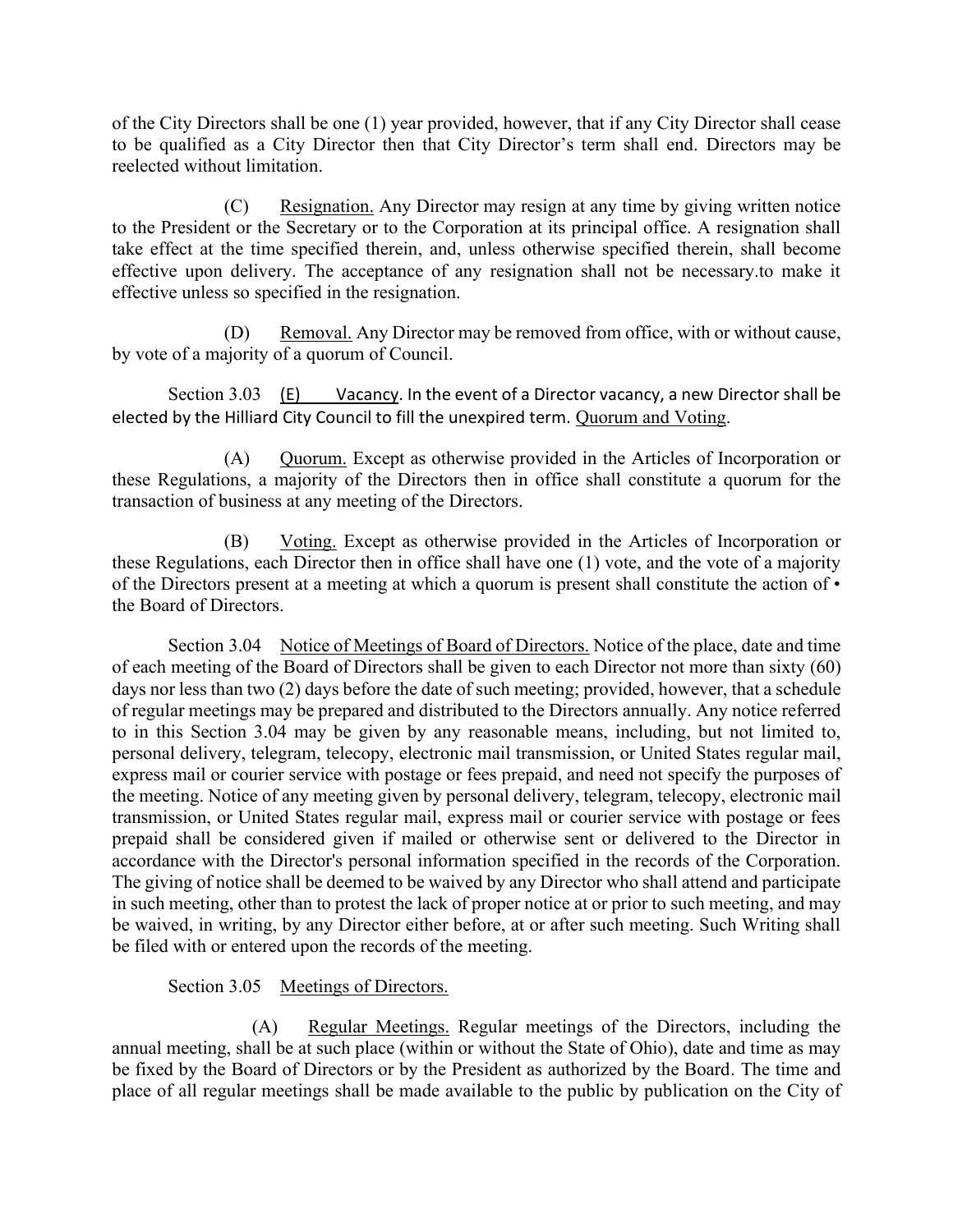of the City Directors shall be one (1) year provided, however, that if any City Director shall cease to be qualified as a City Director then that City Director's term shall end. Directors may be reelected without limitation.

(C) Resignation. Any Director may resign at any time by giving written notice to the President or the Secretary or to the Corporation at its principal office. A resignation shall take effect at the time specified therein, and, unless otherwise specified therein, shall become effective upon delivery. The acceptance of any resignation shall not be necessary.to make it effective unless so specified in the resignation.

(D) Removal. Any Director may be removed from office, with or without cause, by vote of a majority of a quorum of Council.

Section 3.03 (E) Vacancy. In the event of a Director vacancy, a new Director shall be elected by the Hilliard City Council to fill the unexpired term. Quorum and Voting.

(A) Quorum. Except as otherwise provided in the Articles of Incorporation or these Regulations, a majority of the Directors then in office shall constitute a quorum for the transaction of business at any meeting of the Directors.

(B) Voting. Except as otherwise provided in the Articles of Incorporation or these Regulations, each Director then in office shall have one (1) vote, and the vote of a majority of the Directors present at a meeting at which a quorum is present shall constitute the action of • the Board of Directors.

Section 3.04 Notice of Meetings of Board of Directors. Notice of the place, date and time of each meeting of the Board of Directors shall be given to each Director not more than sixty (60) days nor less than two (2) days before the date of such meeting; provided, however, that a schedule of regular meetings may be prepared and distributed to the Directors annually. Any notice referred to in this Section 3.04 may be given by any reasonable means, including, but not limited to, personal delivery, telegram, telecopy, electronic mail transmission, or United States regular mail, express mail or courier service with postage or fees prepaid, and need not specify the purposes of the meeting. Notice of any meeting given by personal delivery, telegram, telecopy, electronic mail transmission, or United States regular mail, express mail or courier service with postage or fees prepaid shall be considered given if mailed or otherwise sent or delivered to the Director in accordance with the Director's personal information specified in the records of the Corporation. The giving of notice shall be deemed to be waived by any Director who shall attend and participate in such meeting, other than to protest the lack of proper notice at or prior to such meeting, and may be waived, in writing, by any Director either before, at or after such meeting. Such Writing shall be filed with or entered upon the records of the meeting.

Section 3.05 Meetings of Directors.

(A) Regular Meetings. Regular meetings of the Directors, including the annual meeting, shall be at such place (within or without the State of Ohio), date and time as may be fixed by the Board of Directors or by the President as authorized by the Board. The time and place of all regular meetings shall be made available to the public by publication on the City of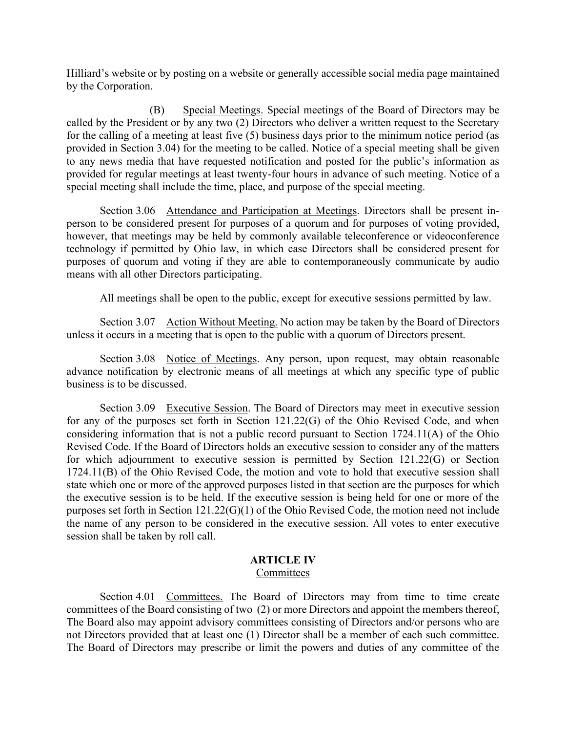Hilliard's website or by posting on a website or generally accessible social media page maintained by the Corporation.

(B) Special Meetings. Special meetings of the Board of Directors may be called by the President or by any two (2) Directors who deliver a written request to the Secretary for the calling of a meeting at least five (5) business days prior to the minimum notice period (as provided in Section 3.04) for the meeting to be called. Notice of a special meeting shall be given to any news media that have requested notification and posted for the public's information as provided for regular meetings at least twenty-four hours in advance of such meeting. Notice of a special meeting shall include the time, place, and purpose of the special meeting.

Section 3.06 Attendance and Participation at Meetings. Directors shall be present in-person to be considered present for purposes of a quorum and for purposes of voting provided, however, that meetings may be held by commonly available teleconference or videoconference technology if permitted by Ohio law, in which case Directors shall be considered present for purposes of quorum and voting if they are able to contemporaneously communicate by audio means with all other Directors participating.

All meetings shall be open to the public, except for executive sessions permitted by law.

Section 3.07 Action Without Meeting. No action may be taken by the Board of Directors unless it occurs in a meeting that is open to the public with a quorum of Directors present.

Section 3.08 Notice of Meetings. Any person, upon request, may obtain reasonable advance notification by electronic means of all meetings at which any specific type of public business is to be discussed.

Section 3.09 Executive Session. The Board of Directors may meet in executive session for any of the purposes set forth in Section 121.22(G) of the Ohio Revised Code, and when considering information that is not a public record pursuant to Section 1724.11(A) of the Ohio Revised Code. If the Board of Directors holds an executive session to consider any of the matters for which adjournment to executive session is permitted by Section 121.22(G) or Section 1724.11(B) of the Ohio Revised Code, the motion and vote to hold that executive session shall state which one or more of the approved purposes listed in that section are the purposes for which the executive session is to be held. If the executive session is being held for one or more of the purposes set forth in Section 121.22(G)(1) of the Ohio Revised Code, the motion need not include the name of any person to be considered in the executive session. All votes to enter executive session shall be taken by roll call.

## ARTICLE IV
### Committees

Section 4.01 Committees. The Board of Directors may from time to time create committees of the Board consisting of two (2) or more Directors and appoint the members thereof, The Board also may appoint advisory committees consisting of Directors and/or persons who are not Directors provided that at least one (1) Director shall be a member of each such committee. The Board of Directors may prescribe or limit the powers and duties of any committee of the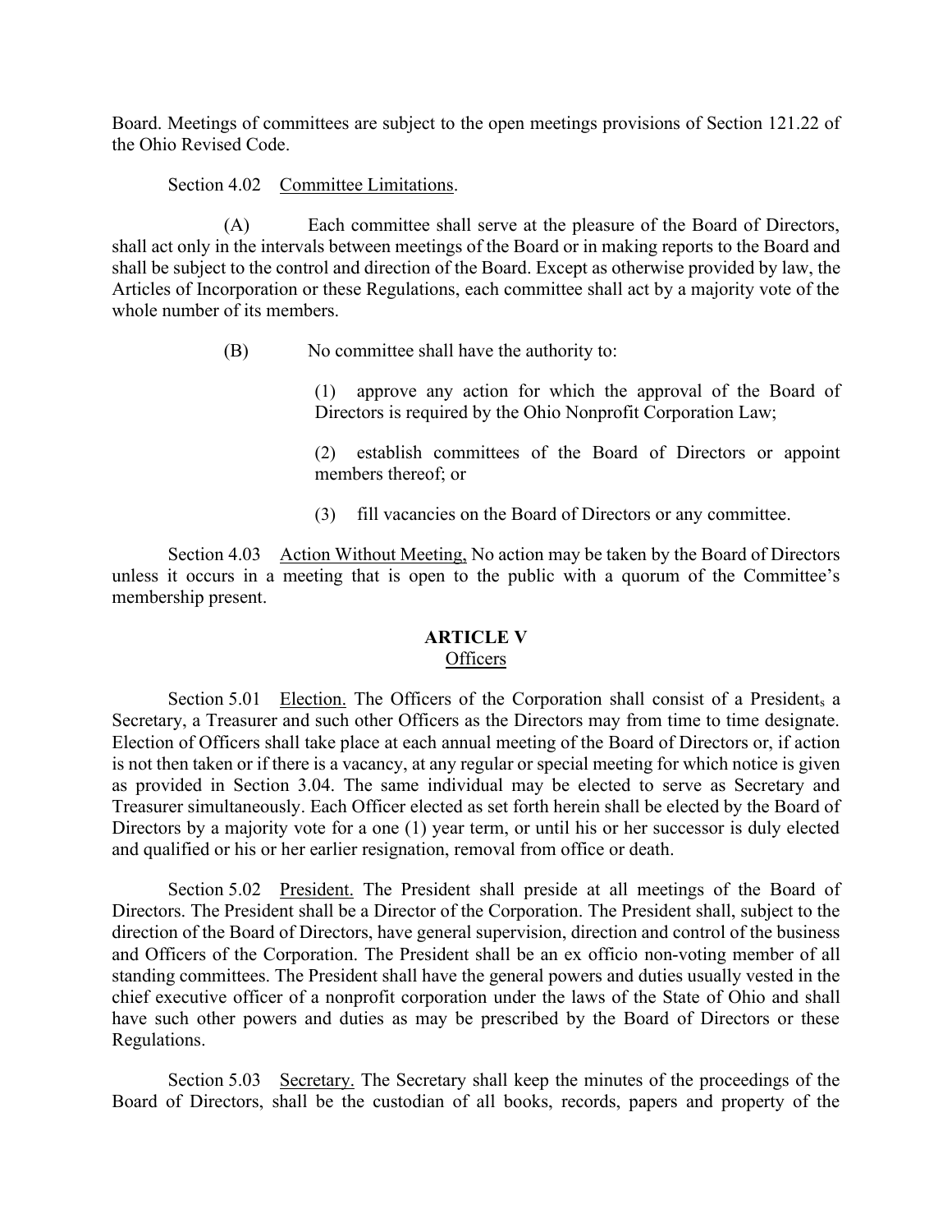Board. Meetings of committees are subject to the open meetings provisions of Section 121.22 of the Ohio Revised Code.

Section 4.02 Committee Limitations.

(A) Each committee shall serve at the pleasure of the Board of Directors, shall act only in the intervals between meetings of the Board or in making reports to the Board and shall be subject to the control and direction of the Board. Except as otherwise provided by law, the Articles of Incorporation or these Regulations, each committee shall act by a majority vote of the whole number of its members.

(B) No committee shall have the authority to:

(1) approve any action for which the approval of the Board of Directors is required by the Ohio Nonprofit Corporation Law;

(2) establish committees of the Board of Directors or appoint members thereof; or

(3) fill vacancies on the Board of Directors or any committee.

Section 4.03 Action Without Meeting, No action may be taken by the Board of Directors unless it occurs in a meeting that is open to the public with a quorum of the Committee's membership present.

## ARTICLE V
### Officers

Section 5.01 Election. The Officers of the Corporation shall consist of a Presidents a Secretary, a Treasurer and such other Officers as the Directors may from time to time designate. Election of Officers shall take place at each annual meeting of the Board of Directors or, if action is not then taken or if there is a vacancy, at any regular or special meeting for which notice is given as provided in Section 3.04. The same individual may be elected to serve as Secretary and Treasurer simultaneously. Each Officer elected as set forth herein shall be elected by the Board of Directors by a majority vote for a one (1) year term, or until his or her successor is duly elected and qualified or his or her earlier resignation, removal from office or death.

Section 5.02 President. The President shall preside at all meetings of the Board of Directors. The President shall be a Director of the Corporation. The President shall, subject to the direction of the Board of Directors, have general supervision, direction and control of the business and Officers of the Corporation. The President shall be an ex officio non-voting member of all standing committees. The President shall have the general powers and duties usually vested in the chief executive officer of a nonprofit corporation under the laws of the State of Ohio and shall have such other powers and duties as may be prescribed by the Board of Directors or these Regulations.

Section 5.03 Secretary. The Secretary shall keep the minutes of the proceedings of the Board of Directors, shall be the custodian of all books, records, papers and property of the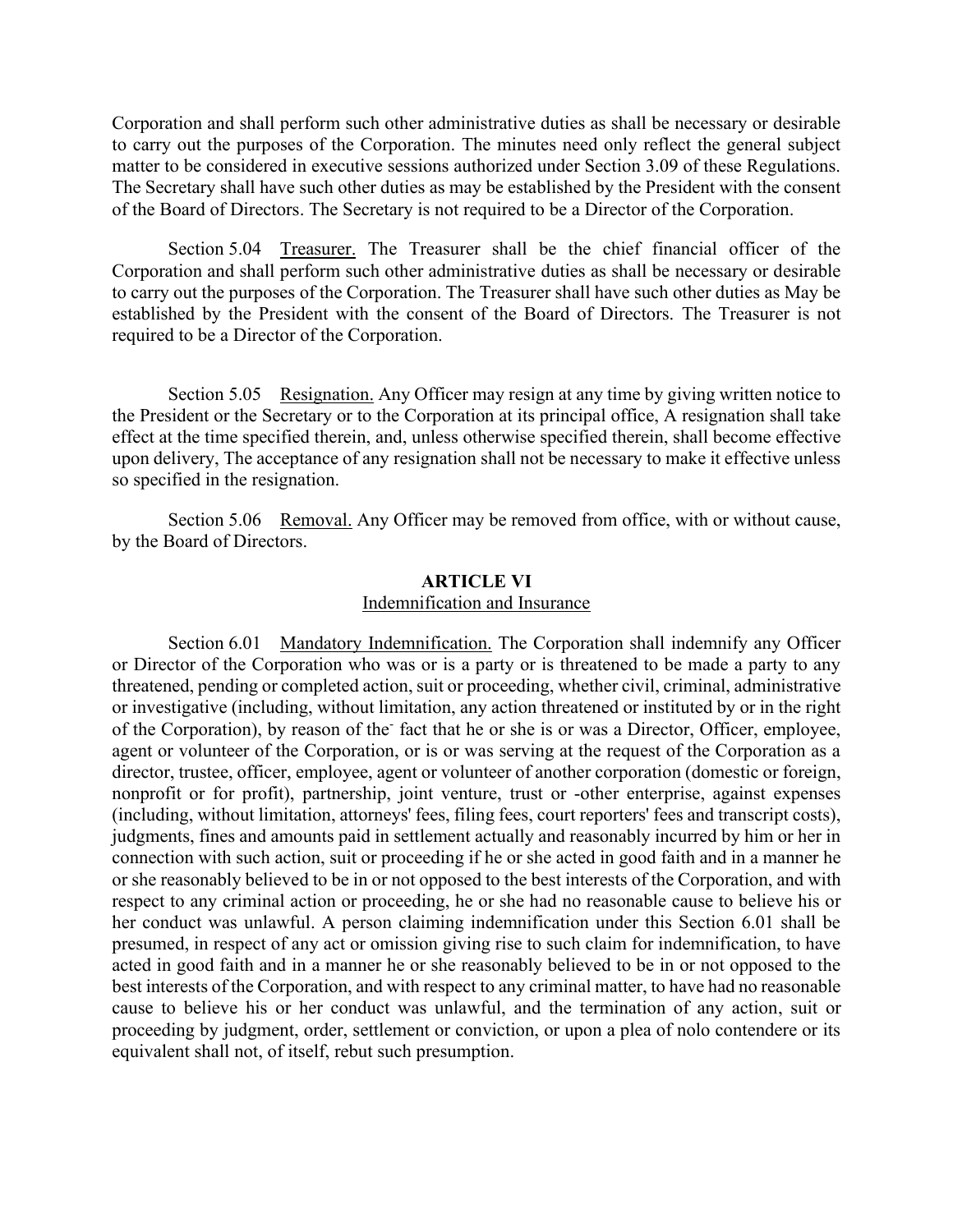Corporation and shall perform such other administrative duties as shall be necessary or desirable to carry out the purposes of the Corporation. The minutes need only reflect the general subject matter to be considered in executive sessions authorized under Section 3.09 of these Regulations. The Secretary shall have such other duties as may be established by the President with the consent of the Board of Directors. The Secretary is not required to be a Director of the Corporation.

Section 5.04 Treasurer. The Treasurer shall be the chief financial officer of the Corporation and shall perform such other administrative duties as shall be necessary or desirable to carry out the purposes of the Corporation. The Treasurer shall have such other duties as May be established by the President with the consent of the Board of Directors. The Treasurer is not required to be a Director of the Corporation.

Section 5.05 Resignation. Any Officer may resign at any time by giving written notice to the President or the Secretary or to the Corporation at its principal office, A resignation shall take effect at the time specified therein, and, unless otherwise specified therein, shall become effective upon delivery, The acceptance of any resignation shall not be necessary to make it effective unless so specified in the resignation.

Section 5.06 Removal. Any Officer may be removed from office, with or without cause, by the Board of Directors.

## ARTICLE VI
Indemnification and Insurance

Section 6.01 Mandatory Indemnification. The Corporation shall indemnify any Officer or Director of the Corporation who was or is a party or is threatened to be made a party to any threatened, pending or completed action, suit or proceeding, whether civil, criminal, administrative or investigative (including, without limitation, any action threatened or instituted by or in the right of the Corporation), by reason of the fact that he or she is or was a Director, Officer, employee, agent or volunteer of the Corporation, or is or was serving at the request of the Corporation as a director, trustee, officer, employee, agent or volunteer of another corporation (domestic or foreign, nonprofit or for profit), partnership, joint venture, trust or -other enterprise, against expenses (including, without limitation, attorneys' fees, filing fees, court reporters' fees and transcript costs), judgments, fines and amounts paid in settlement actually and reasonably incurred by him or her in connection with such action, suit or proceeding if he or she acted in good faith and in a manner he or she reasonably believed to be in or not opposed to the best interests of the Corporation, and with respect to any criminal action or proceeding, he or she had no reasonable cause to believe his or her conduct was unlawful. A person claiming indemnification under this Section 6.01 shall be presumed, in respect of any act or omission giving rise to such claim for indemnification, to have acted in good faith and in a manner he or she reasonably believed to be in or not opposed to the best interests of the Corporation, and with respect to any criminal matter, to have had no reasonable cause to believe his or her conduct was unlawful, and the termination of any action, suit or proceeding by judgment, order, settlement or conviction, or upon a plea of nolo contendere or its equivalent shall not, of itself, rebut such presumption.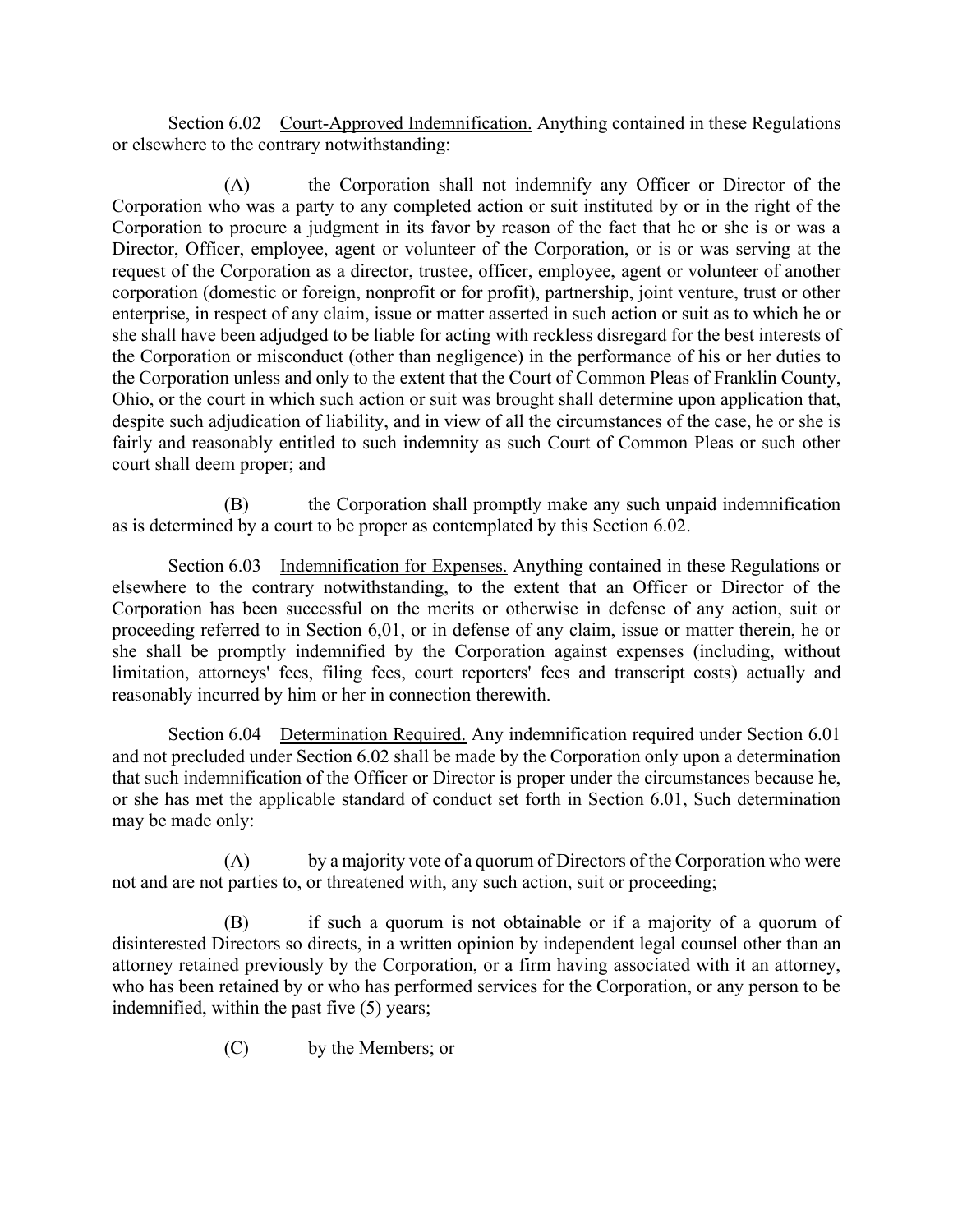Section 6.02 Court-Approved Indemnification. Anything contained in these Regulations or elsewhere to the contrary notwithstanding:

(A) the Corporation shall not indemnify any Officer or Director of the Corporation who was a party to any completed action or suit instituted by or in the right of the Corporation to procure a judgment in its favor by reason of the fact that he or she is or was a Director, Officer, employee, agent or volunteer of the Corporation, or is or was serving at the request of the Corporation as a director, trustee, officer, employee, agent or volunteer of another corporation (domestic or foreign, nonprofit or for profit), partnership, joint venture, trust or other enterprise, in respect of any claim, issue or matter asserted in such action or suit as to which he or she shall have been adjudged to be liable for acting with reckless disregard for the best interests of the Corporation or misconduct (other than negligence) in the performance of his or her duties to the Corporation unless and only to the extent that the Court of Common Pleas of Franklin County, Ohio, or the court in which such action or suit was brought shall determine upon application that, despite such adjudication of liability, and in view of all the circumstances of the case, he or she is fairly and reasonably entitled to such indemnity as such Court of Common Pleas or such other court shall deem proper; and

(B) the Corporation shall promptly make any such unpaid indemnification as is determined by a court to be proper as contemplated by this Section 6.02.

Section 6.03 Indemnification for Expenses. Anything contained in these Regulations or elsewhere to the contrary notwithstanding, to the extent that an Officer or Director of the Corporation has been successful on the merits or otherwise in defense of any action, suit or proceeding referred to in Section 6,01, or in defense of any claim, issue or matter therein, he or she shall be promptly indemnified by the Corporation against expenses (including, without limitation, attorneys' fees, filing fees, court reporters' fees and transcript costs) actually and reasonably incurred by him or her in connection therewith.

Section 6.04 Determination Required. Any indemnification required under Section 6.01 and not precluded under Section 6.02 shall be made by the Corporation only upon a determination that such indemnification of the Officer or Director is proper under the circumstances because he, or she has met the applicable standard of conduct set forth in Section 6.01, Such determination may be made only:

(A) by a majority vote of a quorum of Directors of the Corporation who were not and are not parties to, or threatened with, any such action, suit or proceeding;

(B) if such a quorum is not obtainable or if a majority of a quorum of disinterested Directors so directs, in a written opinion by independent legal counsel other than an attorney retained previously by the Corporation, or a firm having associated with it an attorney, who has been retained by or who has performed services for the Corporation, or any person to be indemnified, within the past five (5) years;

(C) by the Members; or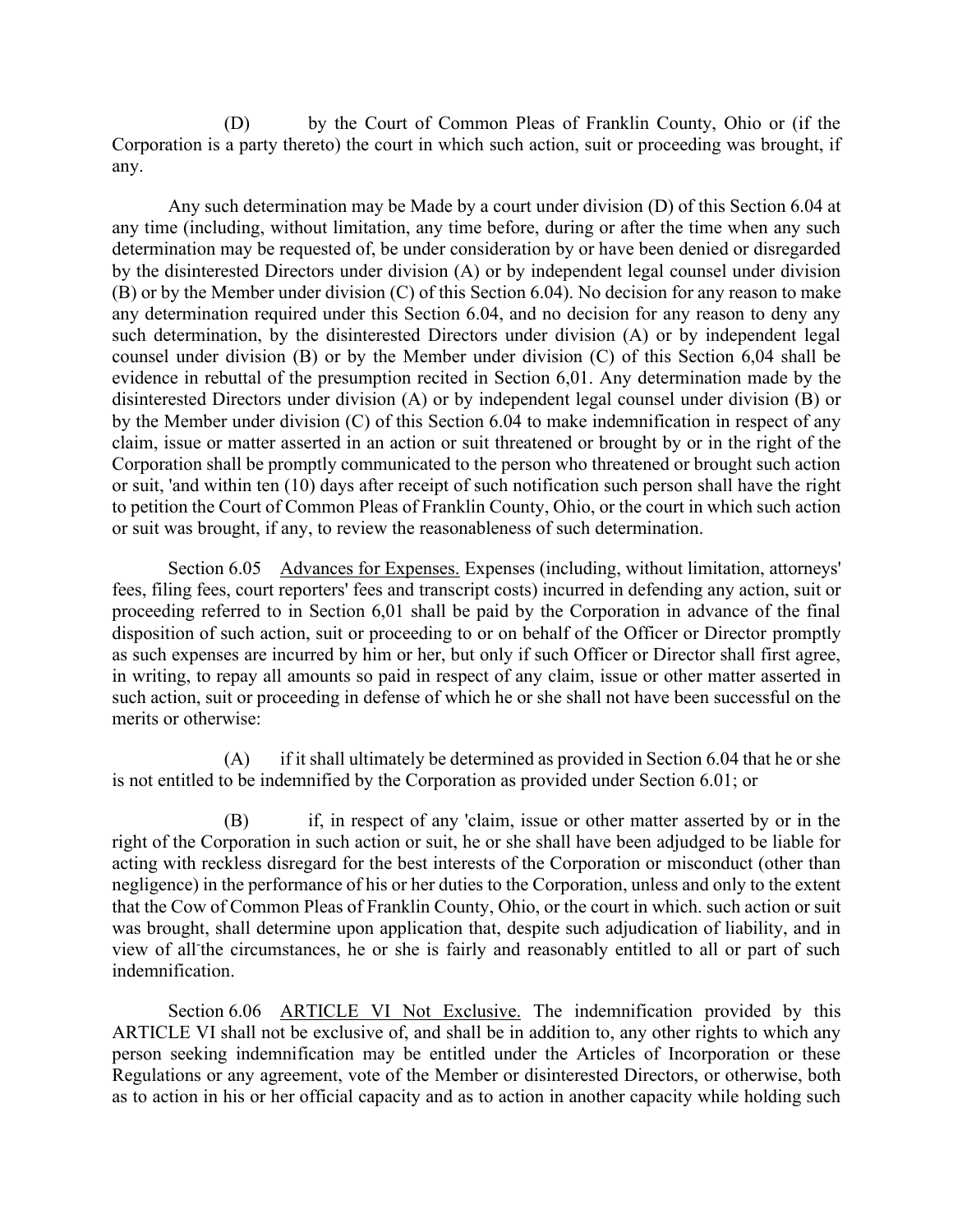(D) by the Court of Common Pleas of Franklin County, Ohio or (if the Corporation is a party thereto) the court in which such action, suit or proceeding was brought, if any.

Any such determination may be Made by a court under division (D) of this Section 6.04 at any time (including, without limitation, any time before, during or after the time when any such determination may be requested of, be under consideration by or have been denied or disregarded by the disinterested Directors under division (A) or by independent legal counsel under division (B) or by the Member under division (C) of this Section 6.04). No decision for any reason to make any determination required under this Section 6.04, and no decision for any reason to deny any such determination, by the disinterested Directors under division (A) or by independent legal counsel under division (B) or by the Member under division (C) of this Section 6,04 shall be evidence in rebuttal of the presumption recited in Section 6,01. Any determination made by the disinterested Directors under division (A) or by independent legal counsel under division (B) or by the Member under division (C) of this Section 6.04 to make indemnification in respect of any claim, issue or matter asserted in an action or suit threatened or brought by or in the right of the Corporation shall be promptly communicated to the person who threatened or brought such action or suit, 'and within ten (10) days after receipt of such notification such person shall have the right to petition the Court of Common Pleas of Franklin County, Ohio, or the court in which such action or suit was brought, if any, to review the reasonableness of such determination.

Section 6.05 Advances for Expenses. Expenses (including, without limitation, attorneys' fees, filing fees, court reporters' fees and transcript costs) incurred in defending any action, suit or proceeding referred to in Section 6,01 shall be paid by the Corporation in advance of the final disposition of such action, suit or proceeding to or on behalf of the Officer or Director promptly as such expenses are incurred by him or her, but only if such Officer or Director shall first agree, in writing, to repay all amounts so paid in respect of any claim, issue or other matter asserted in such action, suit or proceeding in defense of which he or she shall not have been successful on the merits or otherwise:

(A) if it shall ultimately be determined as provided in Section 6.04 that he or she is not entitled to be indemnified by the Corporation as provided under Section 6.01; or

(B) if, in respect of any 'claim, issue or other matter asserted by or in the right of the Corporation in such action or suit, he or she shall have been adjudged to be liable for acting with reckless disregard for the best interests of the Corporation or misconduct (other than negligence) in the performance of his or her duties to the Corporation, unless and only to the extent that the Cow of Common Pleas of Franklin County, Ohio, or the court in which. such action or suit was brought, shall determine upon application that, despite such adjudication of liability, and in view of all the circumstances, he or she is fairly and reasonably entitled to all or part of such indemnification.

Section 6.06 ARTICLE VI Not Exclusive. The indemnification provided by this ARTICLE VI shall not be exclusive of, and shall be in addition to, any other rights to which any person seeking indemnification may be entitled under the Articles of Incorporation or these Regulations or any agreement, vote of the Member or disinterested Directors, or otherwise, both as to action in his or her official capacity and as to action in another capacity while holding such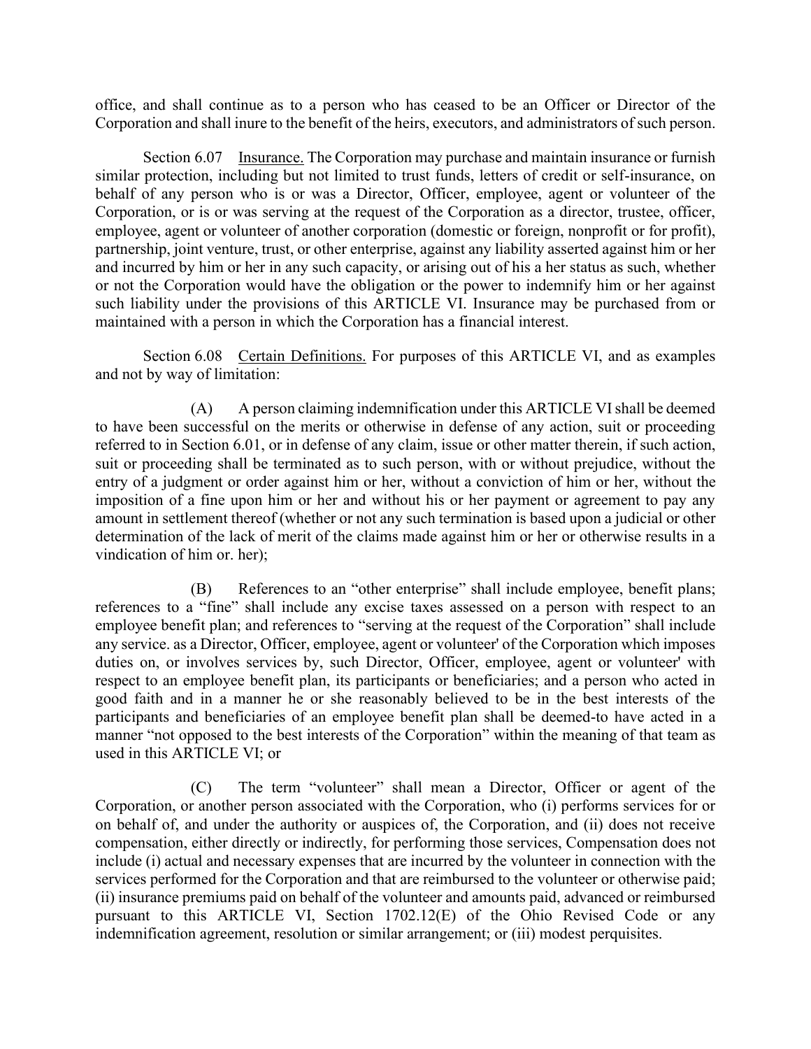office, and shall continue as to a person who has ceased to be an Officer or Director of the Corporation and shall inure to the benefit of the heirs, executors, and administrators of such person.

Section 6.07 Insurance. The Corporation may purchase and maintain insurance or furnish similar protection, including but not limited to trust funds, letters of credit or self-insurance, on behalf of any person who is or was a Director, Officer, employee, agent or volunteer of the Corporation, or is or was serving at the request of the Corporation as a director, trustee, officer, employee, agent or volunteer of another corporation (domestic or foreign, nonprofit or for profit), partnership, joint venture, trust, or other enterprise, against any liability asserted against him or her and incurred by him or her in any such capacity, or arising out of his a her status as such, whether or not the Corporation would have the obligation or the power to indemnify him or her against such liability under the provisions of this ARTICLE VI. Insurance may be purchased from or maintained with a person in which the Corporation has a financial interest.

Section 6.08 Certain Definitions. For purposes of this ARTICLE VI, and as examples and not by way of limitation:

(A) A person claiming indemnification under this ARTICLE VI shall be deemed to have been successful on the merits or otherwise in defense of any action, suit or proceeding referred to in Section 6.01, or in defense of any claim, issue or other matter therein, if such action, suit or proceeding shall be terminated as to such person, with or without prejudice, without the entry of a judgment or order against him or her, without a conviction of him or her, without the imposition of a fine upon him or her and without his or her payment or agreement to pay any amount in settlement thereof (whether or not any such termination is based upon a judicial or other determination of the lack of merit of the claims made against him or her or otherwise results in a vindication of him or. her);

(B) References to an "other enterprise" shall include employee, benefit plans; references to a "fine" shall include any excise taxes assessed on a person with respect to an employee benefit plan; and references to "serving at the request of the Corporation" shall include any service. as a Director, Officer, employee, agent or volunteer' of the Corporation which imposes duties on, or involves services by, such Director, Officer, employee, agent or volunteer' with respect to an employee benefit plan, its participants or beneficiaries; and a person who acted in good faith and in a manner he or she reasonably believed to be in the best interests of the participants and beneficiaries of an employee benefit plan shall be deemed-to have acted in a manner "not opposed to the best interests of the Corporation" within the meaning of that team as used in this ARTICLE VI; or

(C) The term "volunteer" shall mean a Director, Officer or agent of the Corporation, or another person associated with the Corporation, who (i) performs services for or on behalf of, and under the authority or auspices of, the Corporation, and (ii) does not receive compensation, either directly or indirectly, for performing those services, Compensation does not include (i) actual and necessary expenses that are incurred by the volunteer in connection with the services performed for the Corporation and that are reimbursed to the volunteer or otherwise paid; (ii) insurance premiums paid on behalf of the volunteer and amounts paid, advanced or reimbursed pursuant to this ARTICLE VI, Section 1702.12(E) of the Ohio Revised Code or any indemnification agreement, resolution or similar arrangement; or (iii) modest perquisites.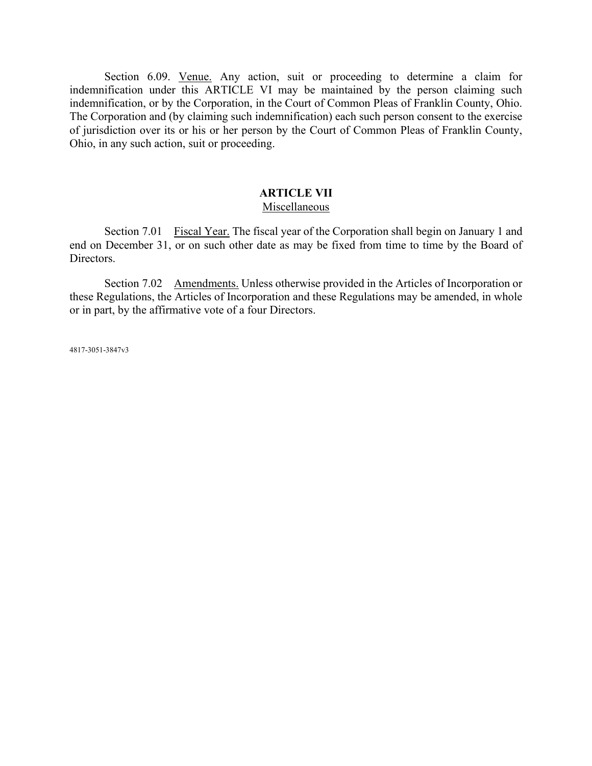Section 6.09. <u>Venue.</u> Any action, suit or proceeding to determine a claim for indemnification under this ARTICLE VI may be maintained by the person claiming such indemnification, or by the Corporation, in the Court of Common Pleas of Franklin County, Ohio. The Corporation and (by claiming such indemnification) each such person consent to the exercise of jurisdiction over its or his or her person by the Court of Common Pleas of Franklin County, Ohio, in any such action, suit or proceeding.

## ARTICLE VII

<u>Miscellaneous</u>

Section 7.01 <u>Fiscal Year.</u> The fiscal year of the Corporation shall begin on January 1 and end on December 31, or on such other date as may be fixed from time to time by the Board of Directors.

Section 7.02 <u>Amendments.</u> Unless otherwise provided in the Articles of Incorporation or these Regulations, the Articles of Incorporation and these Regulations may be amended, in whole or in part, by the affirmative vote of a four Directors.

4817-3051-3847v3